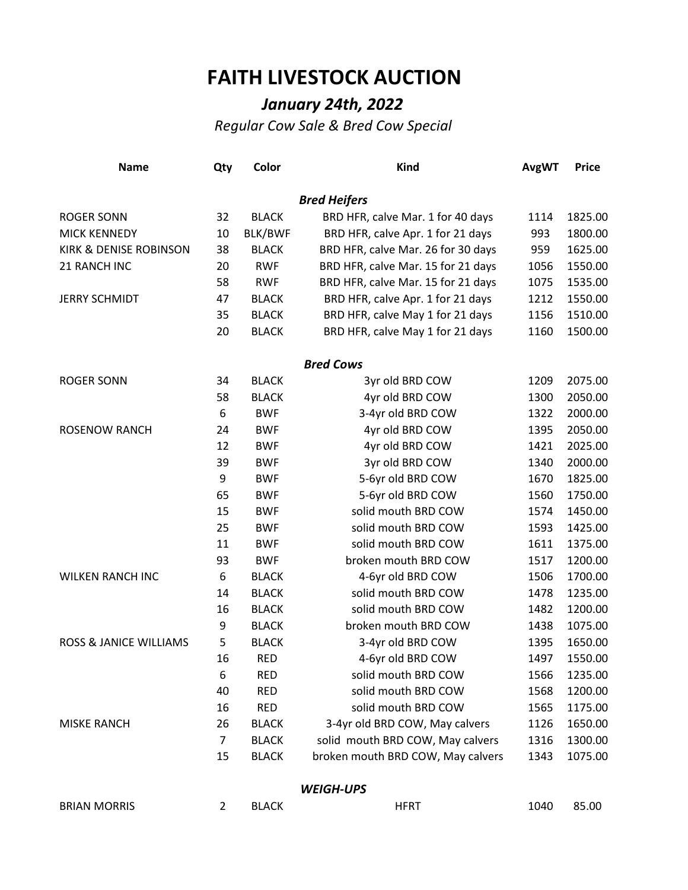# FAITH LIVESTOCK AUCTION

## *January 24th, 2022*

*Regular Cow Sale & Bred Cow Special*

| Name | Qty | Color | Kind | AvgWT | Price |
|---|---|---|---|---|---|
| | | | ***Bred Heifers*** | | |
| ROGER SONN | 32 | BLACK | BRD HFR, calve Mar. 1 for 40 days | 1114 | 1825.00 |
| MICK KENNEDY | 10 | BLK/BWF | BRD HFR, calve Apr. 1 for 21 days | 993 | 1800.00 |
| KIRK & DENISE ROBINSON | 38 | BLACK | BRD HFR, calve Mar. 26 for 30 days | 959 | 1625.00 |
| 21 RANCH INC | 20 | RWF | BRD HFR, calve Mar. 15 for 21 days | 1056 | 1550.00 |
| | 58 | RWF | BRD HFR, calve Mar. 15 for 21 days | 1075 | 1535.00 |
| JERRY SCHMIDT | 47 | BLACK | BRD HFR, calve Apr. 1 for 21 days | 1212 | 1550.00 |
| | 35 | BLACK | BRD HFR, calve May 1 for 21 days | 1156 | 1510.00 |
| | 20 | BLACK | BRD HFR, calve May 1 for 21 days | 1160 | 1500.00 |
| | | | ***Bred Cows*** | | |
| ROGER SONN | 34 | BLACK | 3yr old BRD COW | 1209 | 2075.00 |
| | 58 | BLACK | 4yr old BRD COW | 1300 | 2050.00 |
| | 6 | BWF | 3-4yr old BRD COW | 1322 | 2000.00 |
| ROSENOW RANCH | 24 | BWF | 4yr old BRD COW | 1395 | 2050.00 |
| | 12 | BWF | 4yr old BRD COW | 1421 | 2025.00 |
| | 39 | BWF | 3yr old BRD COW | 1340 | 2000.00 |
| | 9 | BWF | 5-6yr old BRD COW | 1670 | 1825.00 |
| | 65 | BWF | 5-6yr old BRD COW | 1560 | 1750.00 |
| | 15 | BWF | solid mouth BRD COW | 1574 | 1450.00 |
| | 25 | BWF | solid mouth BRD COW | 1593 | 1425.00 |
| | 11 | BWF | solid mouth BRD COW | 1611 | 1375.00 |
| | 93 | BWF | broken mouth BRD COW | 1517 | 1200.00 |
| WILKEN RANCH INC | 6 | BLACK | 4-6yr old BRD COW | 1506 | 1700.00 |
| | 14 | BLACK | solid mouth BRD COW | 1478 | 1235.00 |
| | 16 | BLACK | solid mouth BRD COW | 1482 | 1200.00 |
| | 9 | BLACK | broken mouth BRD COW | 1438 | 1075.00 |
| ROSS & JANICE WILLIAMS | 5 | BLACK | 3-4yr old BRD COW | 1395 | 1650.00 |
| | 16 | RED | 4-6yr old BRD COW | 1497 | 1550.00 |
| | 6 | RED | solid mouth BRD COW | 1566 | 1235.00 |
| | 40 | RED | solid mouth BRD COW | 1568 | 1200.00 |
| | 16 | RED | solid mouth BRD COW | 1565 | 1175.00 |
| MISKE RANCH | 26 | BLACK | 3-4yr old BRD COW, May calvers | 1126 | 1650.00 |
| | 7 | BLACK | solid mouth BRD COW, May calvers | 1316 | 1300.00 |
| | 15 | BLACK | broken mouth BRD COW, May calvers | 1343 | 1075.00 |
| | | | ***WEIGH-UPS*** | | |
| BRIAN MORRIS | 2 | BLACK | HFRT | 1040 | 85.00 |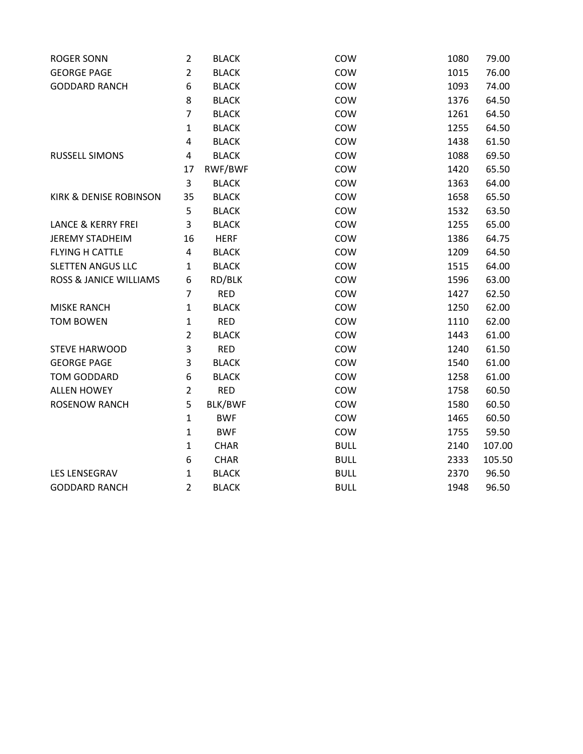| | | | | | |
|---|---|---|---|---|---|
| ROGER SONN | 2 | BLACK | COW | 1080 | 79.00 |
| GEORGE PAGE | 2 | BLACK | COW | 1015 | 76.00 |
| GODDARD RANCH | 6 | BLACK | COW | 1093 | 74.00 |
| | 8 | BLACK | COW | 1376 | 64.50 |
| | 7 | BLACK | COW | 1261 | 64.50 |
| | 1 | BLACK | COW | 1255 | 64.50 |
| | 4 | BLACK | COW | 1438 | 61.50 |
| RUSSELL SIMONS | 4 | BLACK | COW | 1088 | 69.50 |
| | 17 | RWF/BWF | COW | 1420 | 65.50 |
| | 3 | BLACK | COW | 1363 | 64.00 |
| KIRK & DENISE ROBINSON | 35 | BLACK | COW | 1658 | 65.50 |
| | 5 | BLACK | COW | 1532 | 63.50 |
| LANCE & KERRY FREI | 3 | BLACK | COW | 1255 | 65.00 |
| JEREMY STADHEIM | 16 | HERF | COW | 1386 | 64.75 |
| FLYING H CATTLE | 4 | BLACK | COW | 1209 | 64.50 |
| SLETTEN ANGUS LLC | 1 | BLACK | COW | 1515 | 64.00 |
| ROSS & JANICE WILLIAMS | 6 | RD/BLK | COW | 1596 | 63.00 |
| | 7 | RED | COW | 1427 | 62.50 |
| MISKE RANCH | 1 | BLACK | COW | 1250 | 62.00 |
| TOM BOWEN | 1 | RED | COW | 1110 | 62.00 |
| | 2 | BLACK | COW | 1443 | 61.00 |
| STEVE HARWOOD | 3 | RED | COW | 1240 | 61.50 |
| GEORGE PAGE | 3 | BLACK | COW | 1540 | 61.00 |
| TOM GODDARD | 6 | BLACK | COW | 1258 | 61.00 |
| ALLEN HOWEY | 2 | RED | COW | 1758 | 60.50 |
| ROSENOW RANCH | 5 | BLK/BWF | COW | 1580 | 60.50 |
| | 1 | BWF | COW | 1465 | 60.50 |
| | 1 | BWF | COW | 1755 | 59.50 |
| | 1 | CHAR | BULL | 2140 | 107.00 |
| | 6 | CHAR | BULL | 2333 | 105.50 |
| LES LENSEGRAV | 1 | BLACK | BULL | 2370 | 96.50 |
| GODDARD RANCH | 2 | BLACK | BULL | 1948 | 96.50 |